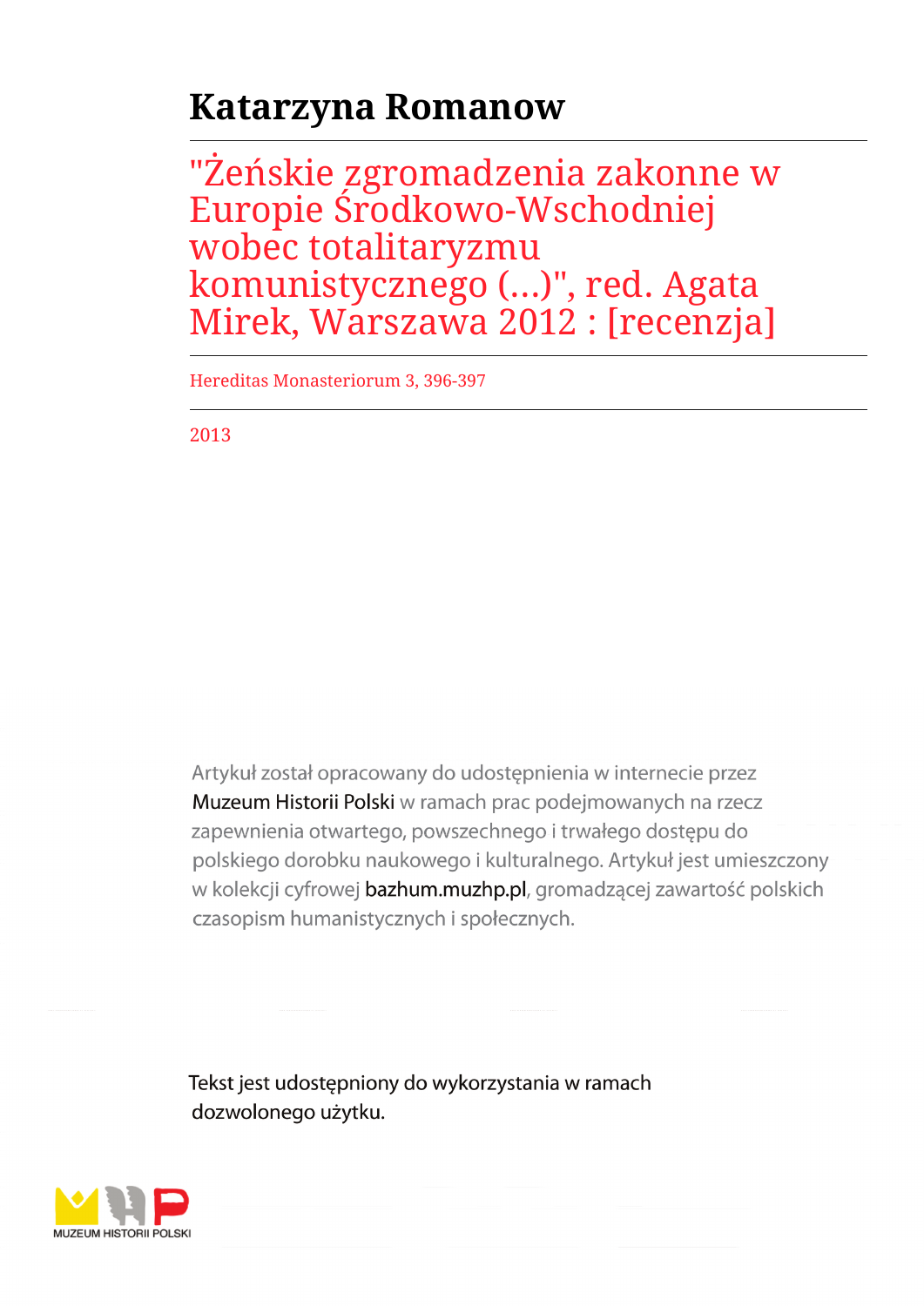# Katarzyna Romanow

## "Żeńskie zgromadzenia zakonne w Europie Środkowo-Wschodniej wobec totalitaryzmu komunistycznego (...)", red. Agata Mirek, Warszawa 2012 : [recenzja]

Hereditas Monasteriorum 3, 396-397

2013

Artykuł został opracowany do udostępnienia w internecie przez Muzeum Historii Polski w ramach prac podejmowanych na rzecz zapewnienia otwartego, powszechnego i trwałego dostępu do polskiego dorobku naukowego i kulturalnego. Artykuł jest umieszczony w kolekcji cyfrowej bazhum.muzhp.pl, gromadzącej zawartość polskich czasopism humanistycznych i społecznych.

Tekst jest udostępniony do wykorzystania w ramach dozwolonego użytku.

MUZEUM HISTORII POLSKI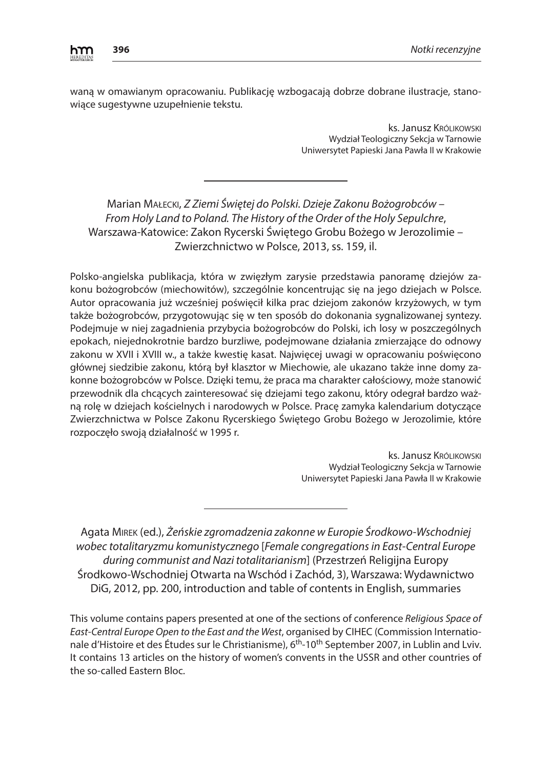waną w omawianym opracowaniu. Publikację wzbogacają dobrze dobrane ilustracje, stanowiące sugestywne uzupełnienie tekstu.

ks. Janusz Królikowski
Wydział Teologiczny Sekcja w Tarnowie
Uniwersytet Papieski Jana Pawła II w Krakowie

---

Marian Małecki, *Z Ziemi Świętej do Polski. Dzieje Zakonu Bożogrobców – From Holy Land to Poland. The History of the Order of the Holy Sepulchre*, Warszawa-Katowice: Zakon Rycerski Świętego Grobu Bożego w Jerozolimie – Zwierzchnictwo w Polsce, 2013, ss. 159, il.

Polsko-angielska publikacja, która w zwięzłym zarysie przedstawia panoramę dziejów zakonu bożogrobców (miechowitów), szczególnie koncentrując się na jego dziejach w Polsce. Autor opracowania już wcześniej poświęcił kilka prac dziejom zakonów krzyżowych, w tym także bożogrobców, przygotowując się w ten sposób do dokonania sygnalizowanej syntezy. Podejmuje w niej zagadnienia przybycia bożogrobców do Polski, ich losy w poszczególnych epokach, niejednokrotnie bardzo burzliwe, podejmowane działania zmierzające do odnowy zakonu w XVII i XVIII w., a także kwestię kasat. Najwięcej uwagi w opracowaniu poświęcono głównej siedzibie zakonu, którą był klasztor w Miechowie, ale ukazano także inne domy zakonne bożogrobców w Polsce. Dzięki temu, że praca ma charakter całościowy, może stanowić przewodnik dla chcących zainteresować się dziejami tego zakonu, który odegrał bardzo ważną rolę w dziejach kościelnych i narodowych w Polsce. Pracę zamyka kalendarium dotyczące Zwierzchnictwa w Polsce Zakonu Rycerskiego Świętego Grobu Bożego w Jerozolimie, które rozpoczęło swoją działalność w 1995 r.

ks. Janusz Królikowski
Wydział Teologiczny Sekcja w Tarnowie
Uniwersytet Papieski Jana Pawła II w Krakowie

---

Agata Mirek (ed.), *Żeńskie zgromadzenia zakonne w Europie Środkowo-Wschodniej wobec totalitaryzmu komunistycznego* [*Female congregations in East-Central Europe during communist and Nazi totalitarianism*] (Przestrzeń Religijna Europy Środkowo-Wschodniej Otwarta na Wschód i Zachód, 3), Warszawa: Wydawnictwo DiG, 2012, pp. 200, introduction and table of contents in English, summaries

This volume contains papers presented at one of the sections of conference *Religious Space of East-Central Europe Open to the East and the West*, organised by CIHEC (Commission Internationale d'Histoire et des Études sur le Christianisme), 6th-10th September 2007, in Lublin and Lviv. It contains 13 articles on the history of women's convents in the USSR and other countries of the so-called Eastern Bloc.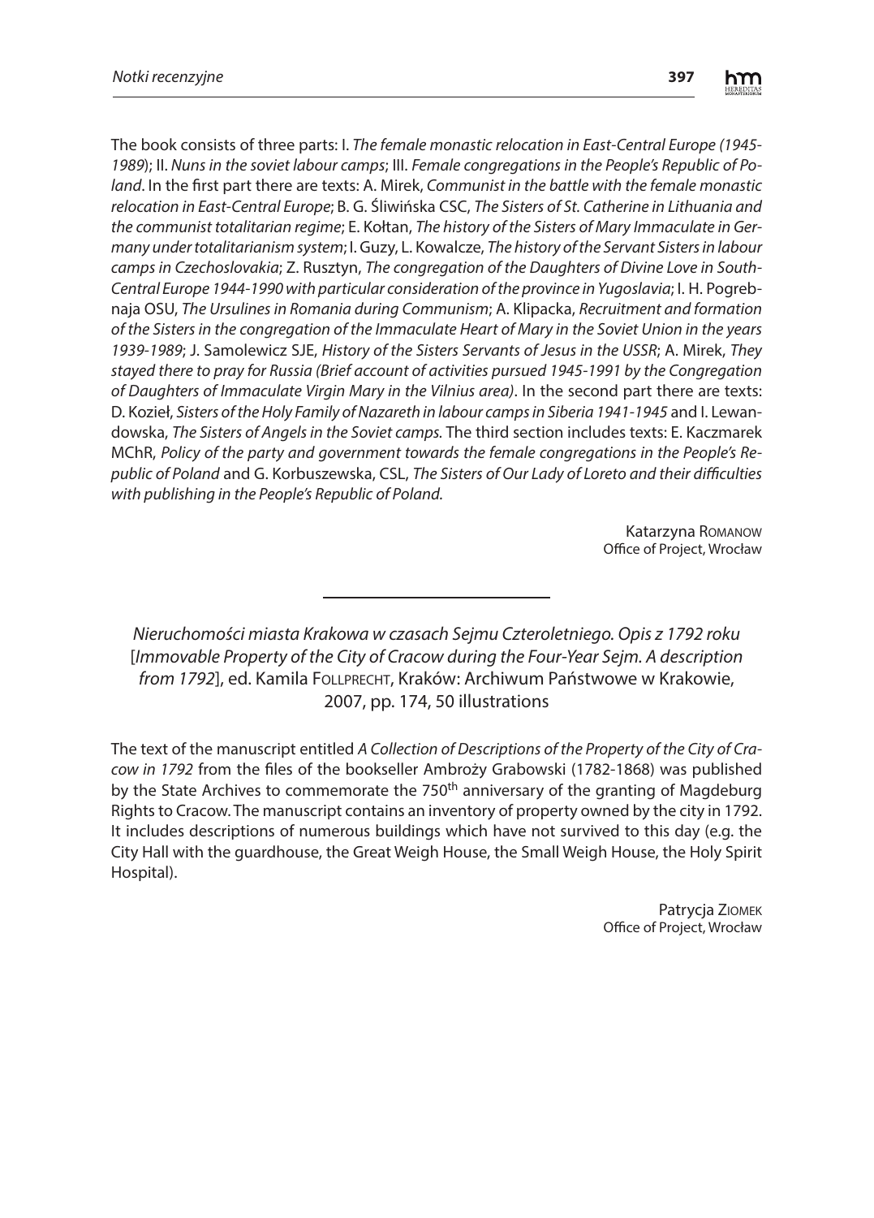The book consists of three parts: I. *The female monastic relocation in East-Central Europe (1945-1989*); II. *Nuns in the soviet labour camps*; III. *Female congregations in the People's Republic of Poland*. In the first part there are texts: A. Mirek, *Communist in the battle with the female monastic relocation in East-Central Europe*; B. G. Śliwińska CSC, *The Sisters of St. Catherine in Lithuania and the communist totalitarian regime*; E. Kołtan, *The history of the Sisters of Mary Immaculate in Germany under totalitarianism system*; I. Guzy, L. Kowalcze, *The history of the Servant Sisters in labour camps in Czechoslovakia*; Z. Rusztyn, *The congregation of the Daughters of Divine Love in South-Central Europe 1944-1990 with particular consideration of the province in Yugoslavia*; I. H. Pogrebnaja OSU, *The Ursulines in Romania during Communism*; A. Klipacka, *Recruitment and formation of the Sisters in the congregation of the Immaculate Heart of Mary in the Soviet Union in the years 1939-1989*; J. Samolewicz SJE, *History of the Sisters Servants of Jesus in the USSR*; A. Mirek, *They stayed there to pray for Russia (Brief account of activities pursued 1945-1991 by the Congregation of Daughters of Immaculate Virgin Mary in the Vilnius area)*. In the second part there are texts: D. Kozieł, *Sisters of the Holy Family of Nazareth in labour camps in Siberia 1941-1945* and I. Lewandowska, *The Sisters of Angels in the Soviet camps.* The third section includes texts: E. Kaczmarek MChR, *Policy of the party and government towards the female congregations in the People's Republic of Poland* and G. Korbuszewska, CSL, *The Sisters of Our Lady of Loreto and their difficulties with publishing in the People's Republic of Poland.*

Katarzyna Romanow
Office of Project, Wrocław

---

*Nieruchomości miasta Krakowa w czasach Sejmu Czteroletniego. Opis z 1792 roku* [*Immovable Property of the City of Cracow during the Four-Year Sejm. A description from 1792*], ed. Kamila Follprecht, Kraków: Archiwum Państwowe w Krakowie, 2007, pp. 174, 50 illustrations

The text of the manuscript entitled *A Collection of Descriptions of the Property of the City of Cracow in 1792* from the files of the bookseller Ambroży Grabowski (1782-1868) was published by the State Archives to commemorate the 750th anniversary of the granting of Magdeburg Rights to Cracow. The manuscript contains an inventory of property owned by the city in 1792. It includes descriptions of numerous buildings which have not survived to this day (e.g. the City Hall with the guardhouse, the Great Weigh House, the Small Weigh House, the Holy Spirit Hospital).

Patrycja Ziomek
Office of Project, Wrocław